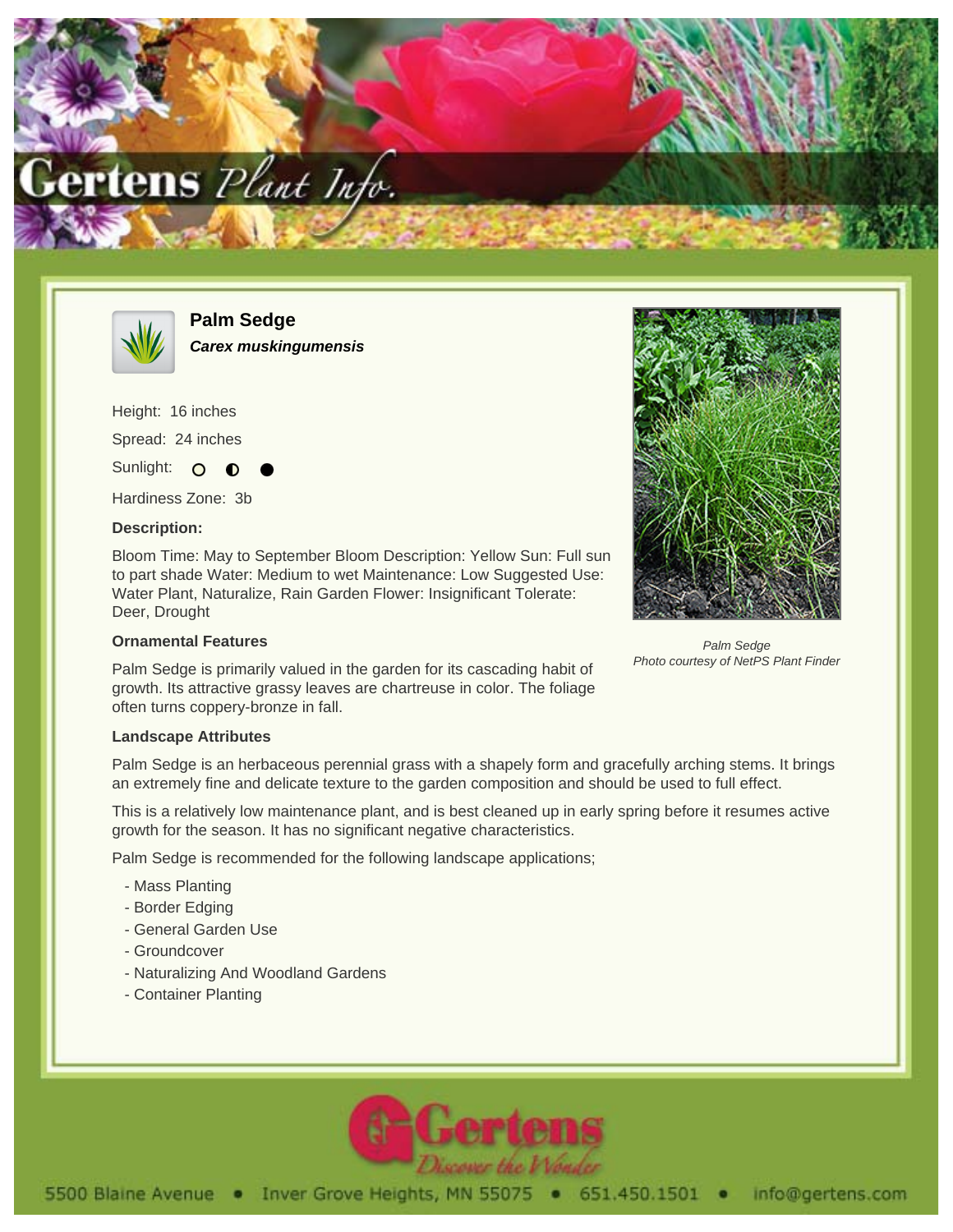# Palm Sedge

***Carex muskingumensis***

Height: 16 inches

Spread: 24 inches

Sunlight: ○ ◐ ●

Hardiness Zone: 3b

**Description:**

Bloom Time: May to September Bloom Description: Yellow Sun: Full sun to part shade Water: Medium to wet Maintenance: Low Suggested Use: Water Plant, Naturalize, Rain Garden Flower: Insignificant Tolerate: Deer, Drought

**Ornamental Features**

Palm Sedge is primarily valued in the garden for its cascading habit of growth. Its attractive grassy leaves are chartreuse in color. The foliage often turns coppery-bronze in fall.

*Palm Sedge*
*Photo courtesy of NetPS Plant Finder*

**Landscape Attributes**

Palm Sedge is an herbaceous perennial grass with a shapely form and gracefully arching stems. It brings an extremely fine and delicate texture to the garden composition and should be used to full effect.

This is a relatively low maintenance plant, and is best cleaned up in early spring before it resumes active growth for the season. It has no significant negative characteristics.

Palm Sedge is recommended for the following landscape applications;

- Mass Planting
- Border Edging
- General Garden Use
- Groundcover
- Naturalizing And Woodland Gardens
- Container Planting

5500 Blaine Avenue • Inver Grove Heights, MN 55075 • 651.450.1501 • info@gertens.com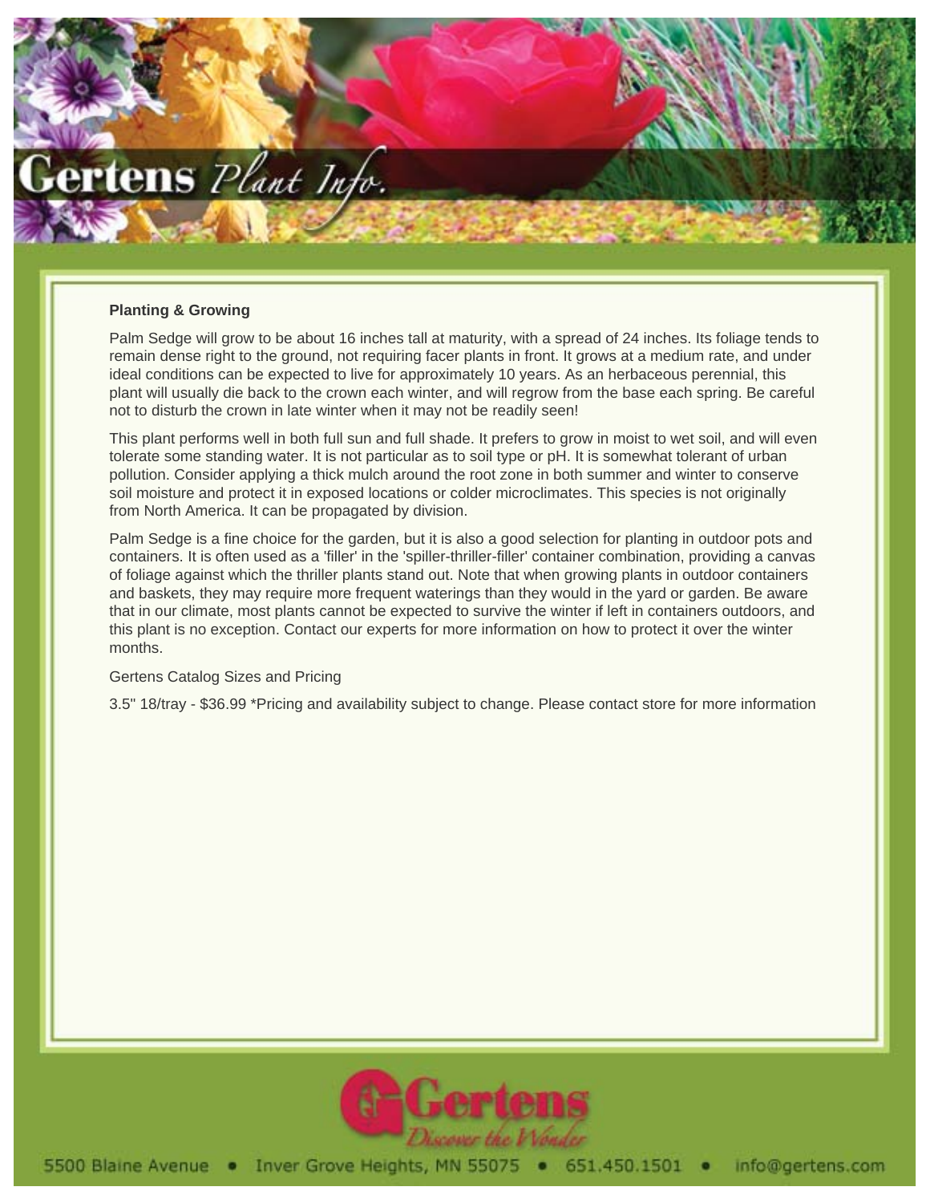**Planting & Growing**

Palm Sedge will grow to be about 16 inches tall at maturity, with a spread of 24 inches. Its foliage tends to remain dense right to the ground, not requiring facer plants in front. It grows at a medium rate, and under ideal conditions can be expected to live for approximately 10 years. As an herbaceous perennial, this plant will usually die back to the crown each winter, and will regrow from the base each spring. Be careful not to disturb the crown in late winter when it may not be readily seen!

This plant performs well in both full sun and full shade. It prefers to grow in moist to wet soil, and will even tolerate some standing water. It is not particular as to soil type or pH. It is somewhat tolerant of urban pollution. Consider applying a thick mulch around the root zone in both summer and winter to conserve soil moisture and protect it in exposed locations or colder microclimates. This species is not originally from North America. It can be propagated by division.

Palm Sedge is a fine choice for the garden, but it is also a good selection for planting in outdoor pots and containers. It is often used as a 'filler' in the 'spiller-thriller-filler' container combination, providing a canvas of foliage against which the thriller plants stand out. Note that when growing plants in outdoor containers and baskets, they may require more frequent waterings than they would in the yard or garden. Be aware that in our climate, most plants cannot be expected to survive the winter if left in containers outdoors, and this plant is no exception. Contact our experts for more information on how to protect it over the winter months.

Gertens Catalog Sizes and Pricing

3.5" 18/tray - $36.99 *Pricing and availability subject to change. Please contact store for more information